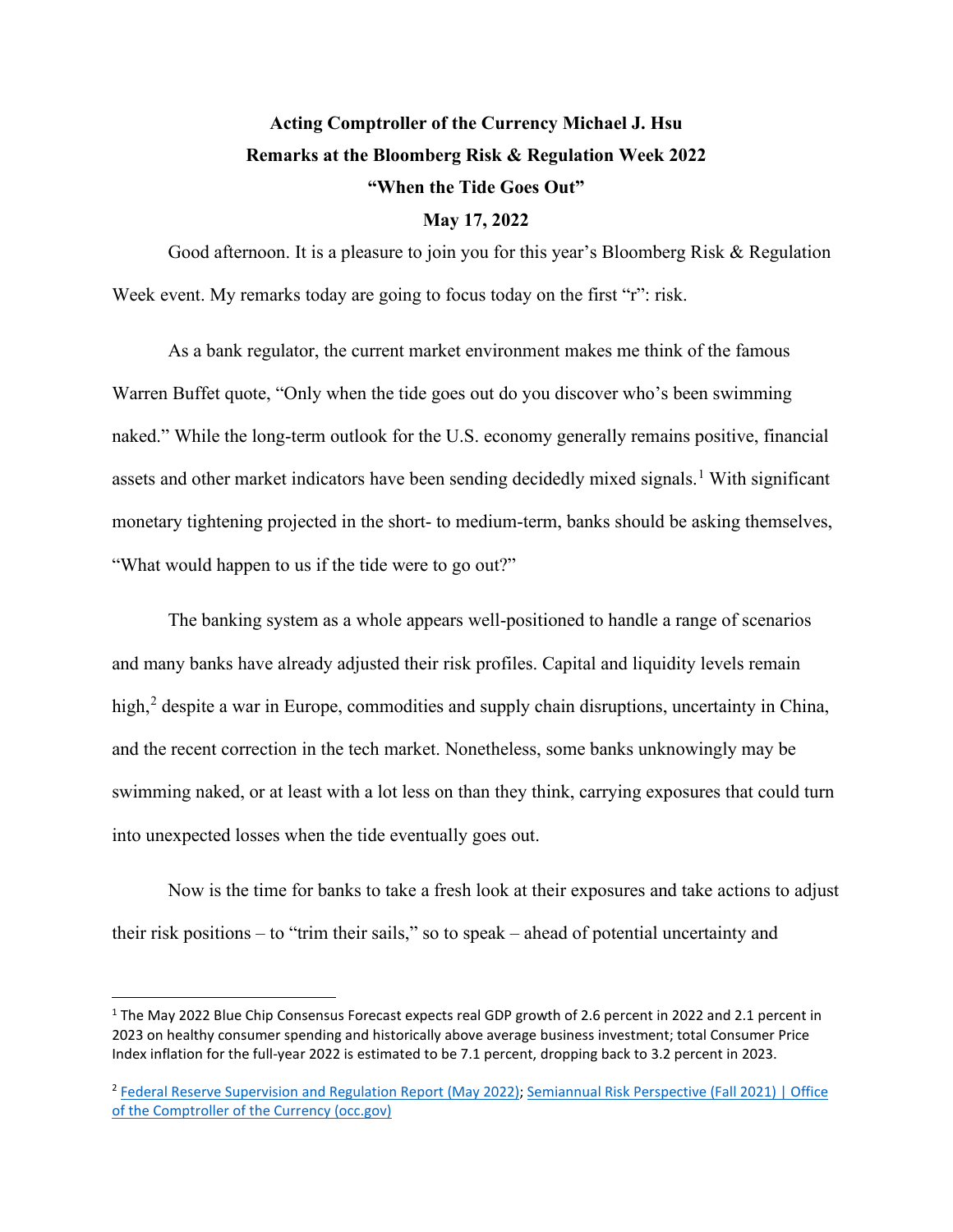**Acting Comptroller of the Currency Michael J. Hsu**

**Remarks at the Bloomberg Risk & Regulation Week 2022**

**"When the Tide Goes Out"**

**May 17, 2022**

Good afternoon. It is a pleasure to join you for this year's Bloomberg Risk & Regulation Week event. My remarks today are going to focus today on the first "r": risk.

As a bank regulator, the current market environment makes me think of the famous Warren Buffet quote, "Only when the tide goes out do you discover who's been swimming naked." While the long-term outlook for the U.S. economy generally remains positive, financial assets and other market indicators have been sending decidedly mixed signals.[1] With significant monetary tightening projected in the short- to medium-term, banks should be asking themselves, "What would happen to us if the tide were to go out?"

The banking system as a whole appears well-positioned to handle a range of scenarios and many banks have already adjusted their risk profiles. Capital and liquidity levels remain high,[2] despite a war in Europe, commodities and supply chain disruptions, uncertainty in China, and the recent correction in the tech market. Nonetheless, some banks unknowingly may be swimming naked, or at least with a lot less on than they think, carrying exposures that could turn into unexpected losses when the tide eventually goes out.

Now is the time for banks to take a fresh look at their exposures and take actions to adjust their risk positions – to "trim their sails," so to speak – ahead of potential uncertainty and

---

[1] The May 2022 Blue Chip Consensus Forecast expects real GDP growth of 2.6 percent in 2022 and 2.1 percent in 2023 on healthy consumer spending and historically above average business investment; total Consumer Price Index inflation for the full-year 2022 is estimated to be 7.1 percent, dropping back to 3.2 percent in 2023.

[2] Federal Reserve Supervision and Regulation Report (May 2022); Semiannual Risk Perspective (Fall 2021) | Office of the Comptroller of the Currency (occ.gov)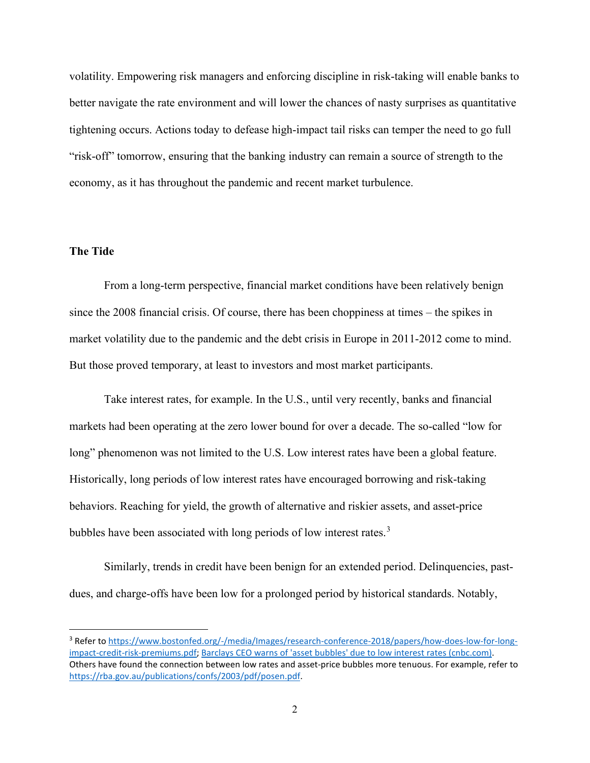volatility. Empowering risk managers and enforcing discipline in risk-taking will enable banks to better navigate the rate environment and will lower the chances of nasty surprises as quantitative tightening occurs. Actions today to defease high-impact tail risks can temper the need to go full "risk-off" tomorrow, ensuring that the banking industry can remain a source of strength to the economy, as it has throughout the pandemic and recent market turbulence.

**The Tide**

From a long-term perspective, financial market conditions have been relatively benign since the 2008 financial crisis. Of course, there has been choppiness at times – the spikes in market volatility due to the pandemic and the debt crisis in Europe in 2011-2012 come to mind. But those proved temporary, at least to investors and most market participants.

Take interest rates, for example. In the U.S., until very recently, banks and financial markets had been operating at the zero lower bound for over a decade. The so-called "low for long" phenomenon was not limited to the U.S. Low interest rates have been a global feature. Historically, long periods of low interest rates have encouraged borrowing and risk-taking behaviors. Reaching for yield, the growth of alternative and riskier assets, and asset-price bubbles have been associated with long periods of low interest rates.[3]

Similarly, trends in credit have been benign for an extended period. Delinquencies, past-dues, and charge-offs have been low for a prolonged period by historical standards. Notably,

---

[3] Refer to https://www.bostonfed.org/-/media/Images/research-conference-2018/papers/how-does-low-for-long-impact-credit-risk-premiums.pdf; Barclays CEO warns of 'asset bubbles' due to low interest rates (cnbc.com). Others have found the connection between low rates and asset-price bubbles more tenuous. For example, refer to https://rba.gov.au/publications/confs/2003/pdf/posen.pdf.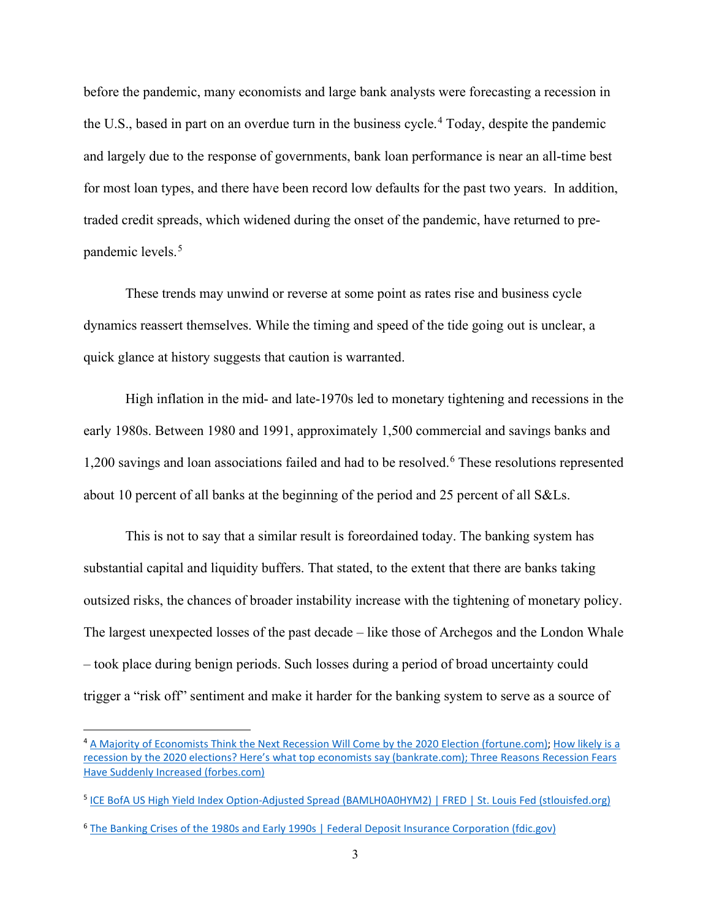before the pandemic, many economists and large bank analysts were forecasting a recession in the U.S., based in part on an overdue turn in the business cycle.[4] Today, despite the pandemic and largely due to the response of governments, bank loan performance is near an all-time best for most loan types, and there have been record low defaults for the past two years. In addition, traded credit spreads, which widened during the onset of the pandemic, have returned to pre-pandemic levels.[5]

These trends may unwind or reverse at some point as rates rise and business cycle dynamics reassert themselves. While the timing and speed of the tide going out is unclear, a quick glance at history suggests that caution is warranted.

High inflation in the mid- and late-1970s led to monetary tightening and recessions in the early 1980s. Between 1980 and 1991, approximately 1,500 commercial and savings banks and 1,200 savings and loan associations failed and had to be resolved.[6] These resolutions represented about 10 percent of all banks at the beginning of the period and 25 percent of all S&Ls.

This is not to say that a similar result is foreordained today. The banking system has substantial capital and liquidity buffers. That stated, to the extent that there are banks taking outsized risks, the chances of broader instability increase with the tightening of monetary policy. The largest unexpected losses of the past decade – like those of Archegos and the London Whale – took place during benign periods. Such losses during a period of broad uncertainty could trigger a "risk off" sentiment and make it harder for the banking system to serve as a source of

---

[4] A Majority of Economists Think the Next Recession Will Come by the 2020 Election (fortune.com); How likely is a recession by the 2020 elections? Here's what top economists say (bankrate.com); Three Reasons Recession Fears Have Suddenly Increased (forbes.com)

[5] ICE BofA US High Yield Index Option-Adjusted Spread (BAMLH0A0HYM2) | FRED | St. Louis Fed (stlouisfed.org)

[6] The Banking Crises of the 1980s and Early 1990s | Federal Deposit Insurance Corporation (fdic.gov)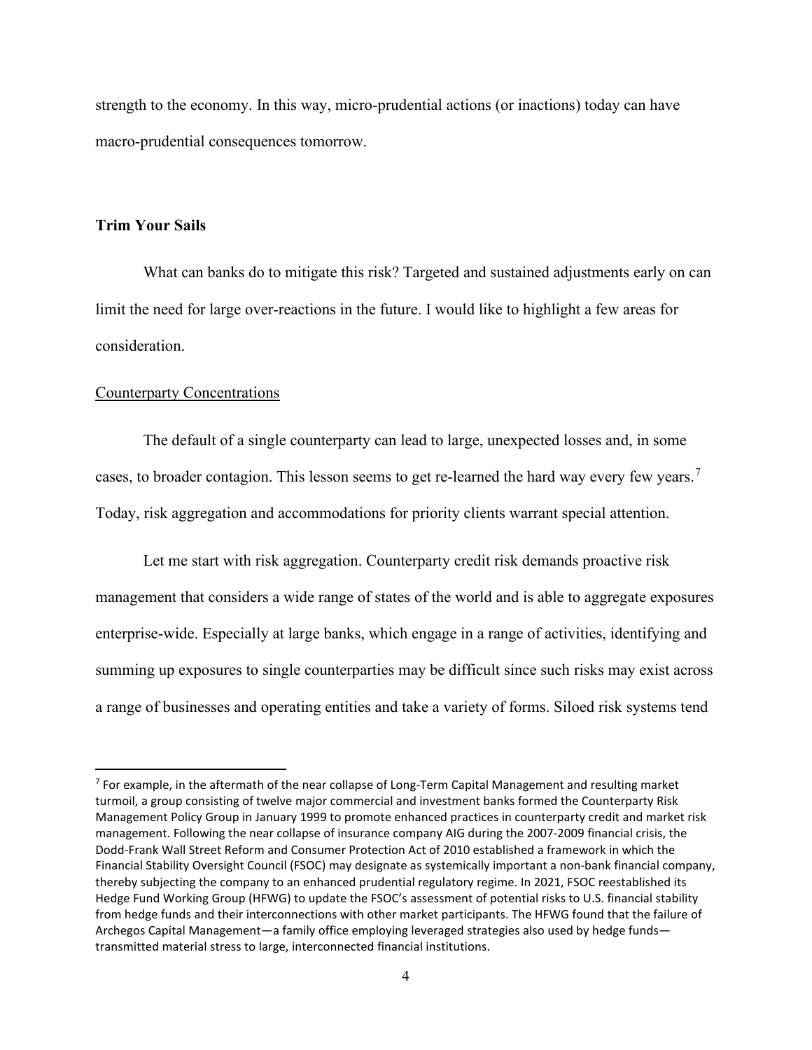strength to the economy. In this way, micro-prudential actions (or inactions) today can have macro-prudential consequences tomorrow.

## Trim Your Sails

What can banks do to mitigate this risk? Targeted and sustained adjustments early on can limit the need for large over-reactions in the future. I would like to highlight a few areas for consideration.

### Counterparty Concentrations

The default of a single counterparty can lead to large, unexpected losses and, in some cases, to broader contagion. This lesson seems to get re-learned the hard way every few years.[7] Today, risk aggregation and accommodations for priority clients warrant special attention.

Let me start with risk aggregation. Counterparty credit risk demands proactive risk management that considers a wide range of states of the world and is able to aggregate exposures enterprise-wide. Especially at large banks, which engage in a range of activities, identifying and summing up exposures to single counterparties may be difficult since such risks may exist across a range of businesses and operating entities and take a variety of forms. Siloed risk systems tend

[7] For example, in the aftermath of the near collapse of Long-Term Capital Management and resulting market turmoil, a group consisting of twelve major commercial and investment banks formed the Counterparty Risk Management Policy Group in January 1999 to promote enhanced practices in counterparty credit and market risk management. Following the near collapse of insurance company AIG during the 2007-2009 financial crisis, the Dodd-Frank Wall Street Reform and Consumer Protection Act of 2010 established a framework in which the Financial Stability Oversight Council (FSOC) may designate as systemically important a non-bank financial company, thereby subjecting the company to an enhanced prudential regulatory regime. In 2021, FSOC reestablished its Hedge Fund Working Group (HFWG) to update the FSOC's assessment of potential risks to U.S. financial stability from hedge funds and their interconnections with other market participants. The HFWG found that the failure of Archegos Capital Management—a family office employing leveraged strategies also used by hedge funds—transmitted material stress to large, interconnected financial institutions.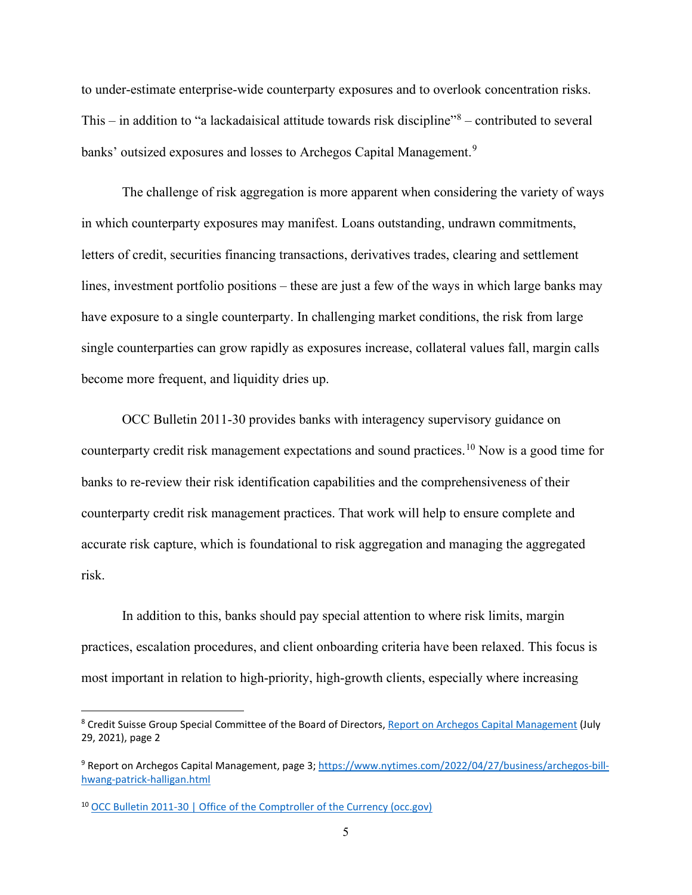to under-estimate enterprise-wide counterparty exposures and to overlook concentration risks. This – in addition to "a lackadaisical attitude towards risk discipline"[8] – contributed to several banks' outsized exposures and losses to Archegos Capital Management.[9]

The challenge of risk aggregation is more apparent when considering the variety of ways in which counterparty exposures may manifest. Loans outstanding, undrawn commitments, letters of credit, securities financing transactions, derivatives trades, clearing and settlement lines, investment portfolio positions – these are just a few of the ways in which large banks may have exposure to a single counterparty. In challenging market conditions, the risk from large single counterparties can grow rapidly as exposures increase, collateral values fall, margin calls become more frequent, and liquidity dries up.

OCC Bulletin 2011-30 provides banks with interagency supervisory guidance on counterparty credit risk management expectations and sound practices.[10] Now is a good time for banks to re-review their risk identification capabilities and the comprehensiveness of their counterparty credit risk management practices. That work will help to ensure complete and accurate risk capture, which is foundational to risk aggregation and managing the aggregated risk.

In addition to this, banks should pay special attention to where risk limits, margin practices, escalation procedures, and client onboarding criteria have been relaxed. This focus is most important in relation to high-priority, high-growth clients, especially where increasing

---

[8] Credit Suisse Group Special Committee of the Board of Directors, [Report on Archegos Capital Management](#) (July 29, 2021), page 2

[9] Report on Archegos Capital Management, page 3; https://www.nytimes.com/2022/04/27/business/archegos-bill-hwang-patrick-halligan.html

[10] [OCC Bulletin 2011-30 | Office of the Comptroller of the Currency (occ.gov)](#)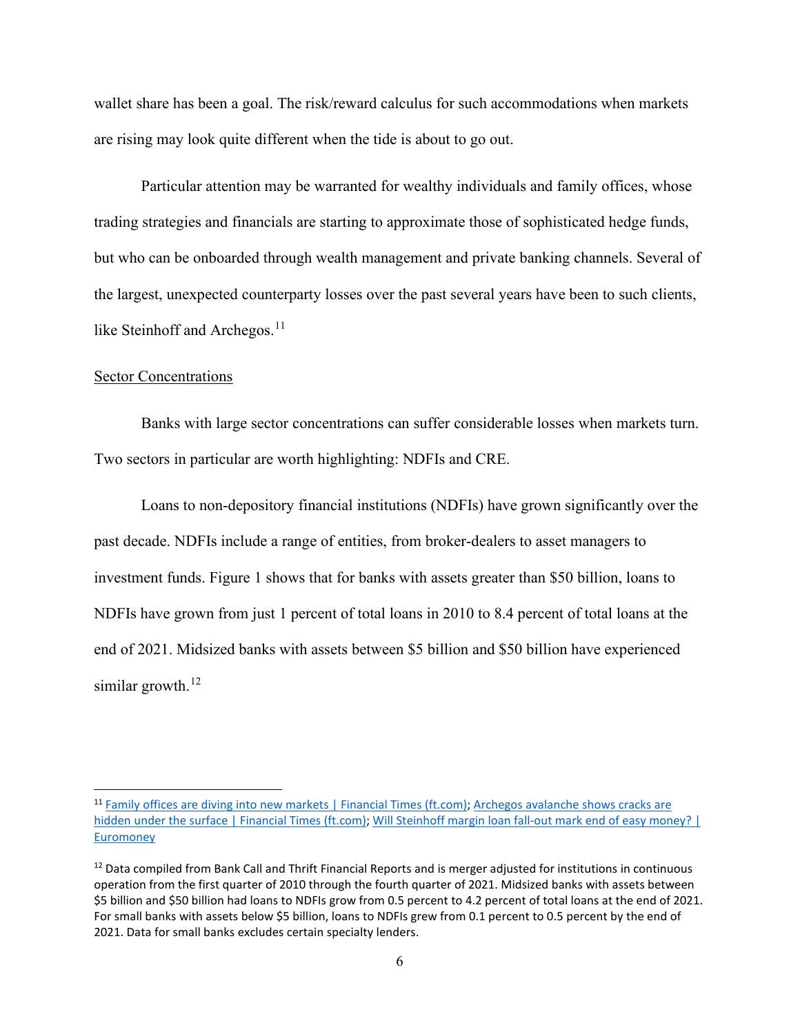wallet share has been a goal. The risk/reward calculus for such accommodations when markets are rising may look quite different when the tide is about to go out.

Particular attention may be warranted for wealthy individuals and family offices, whose trading strategies and financials are starting to approximate those of sophisticated hedge funds, but who can be onboarded through wealth management and private banking channels. Several of the largest, unexpected counterparty losses over the past several years have been to such clients, like Steinhoff and Archegos.[11]

## Sector Concentrations

Banks with large sector concentrations can suffer considerable losses when markets turn. Two sectors in particular are worth highlighting: NDFIs and CRE.

Loans to non-depository financial institutions (NDFIs) have grown significantly over the past decade. NDFIs include a range of entities, from broker-dealers to asset managers to investment funds. Figure 1 shows that for banks with assets greater than \$50 billion, loans to NDFIs have grown from just 1 percent of total loans in 2010 to 8.4 percent of total loans at the end of 2021. Midsized banks with assets between \$5 billion and \$50 billion have experienced similar growth.[12]

---

[11] Family offices are diving into new markets | Financial Times (ft.com); Archegos avalanche shows cracks are hidden under the surface | Financial Times (ft.com); Will Steinhoff margin loan fall-out mark end of easy money? | Euromoney

[12] Data compiled from Bank Call and Thrift Financial Reports and is merger adjusted for institutions in continuous operation from the first quarter of 2010 through the fourth quarter of 2021. Midsized banks with assets between \$5 billion and \$50 billion had loans to NDFIs grow from 0.5 percent to 4.2 percent of total loans at the end of 2021. For small banks with assets below \$5 billion, loans to NDFIs grew from 0.1 percent to 0.5 percent by the end of 2021. Data for small banks excludes certain specialty lenders.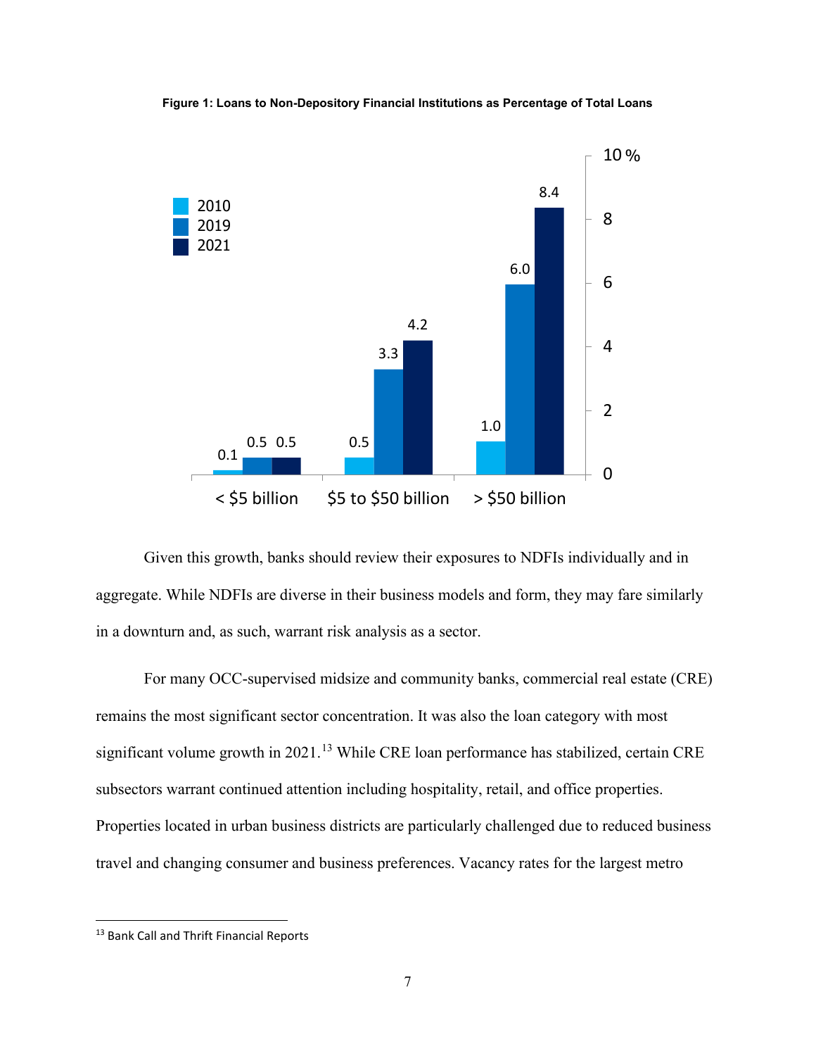**Figure 1: Loans to Non-Depository Financial Institutions as Percentage of Total Loans**

| | 2010 | 2019 | 2021 |
|---|---|---|---|
| < $5 billion | 0.1 | 0.5 | 0.5 |
| $5 to $50 billion | 0.5 | 3.3 | 4.2 |
| > $50 billion | 1.0 | 6.0 | 8.4 |

Given this growth, banks should review their exposures to NDFIs individually and in aggregate. While NDFIs are diverse in their business models and form, they may fare similarly in a downturn and, as such, warrant risk analysis as a sector.

For many OCC-supervised midsize and community banks, commercial real estate (CRE) remains the most significant sector concentration. It was also the loan category with most significant volume growth in 2021.[13] While CRE loan performance has stabilized, certain CRE subsectors warrant continued attention including hospitality, retail, and office properties. Properties located in urban business districts are particularly challenged due to reduced business travel and changing consumer and business preferences. Vacancy rates for the largest metro

[13] Bank Call and Thrift Financial Reports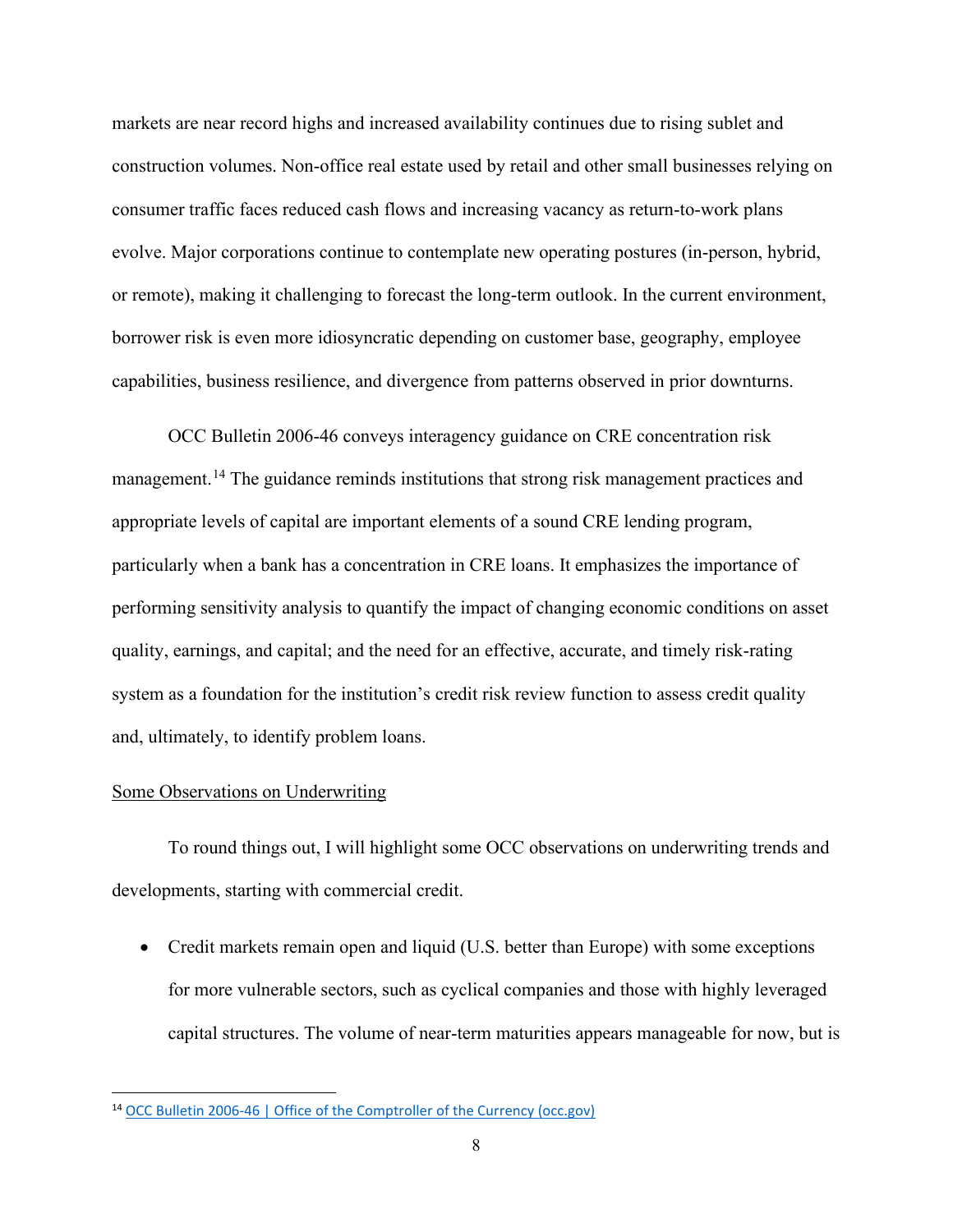markets are near record highs and increased availability continues due to rising sublet and construction volumes. Non-office real estate used by retail and other small businesses relying on consumer traffic faces reduced cash flows and increasing vacancy as return-to-work plans evolve. Major corporations continue to contemplate new operating postures (in-person, hybrid, or remote), making it challenging to forecast the long-term outlook. In the current environment, borrower risk is even more idiosyncratic depending on customer base, geography, employee capabilities, business resilience, and divergence from patterns observed in prior downturns.

OCC Bulletin 2006-46 conveys interagency guidance on CRE concentration risk management.[14] The guidance reminds institutions that strong risk management practices and appropriate levels of capital are important elements of a sound CRE lending program, particularly when a bank has a concentration in CRE loans. It emphasizes the importance of performing sensitivity analysis to quantify the impact of changing economic conditions on asset quality, earnings, and capital; and the need for an effective, accurate, and timely risk-rating system as a foundation for the institution's credit risk review function to assess credit quality and, ultimately, to identify problem loans.

<u>Some Observations on Underwriting</u>

To round things out, I will highlight some OCC observations on underwriting trends and developments, starting with commercial credit.

- Credit markets remain open and liquid (U.S. better than Europe) with some exceptions for more vulnerable sectors, such as cyclical companies and those with highly leveraged capital structures. The volume of near-term maturities appears manageable for now, but is

[14] OCC Bulletin 2006-46 | Office of the Comptroller of the Currency (occ.gov)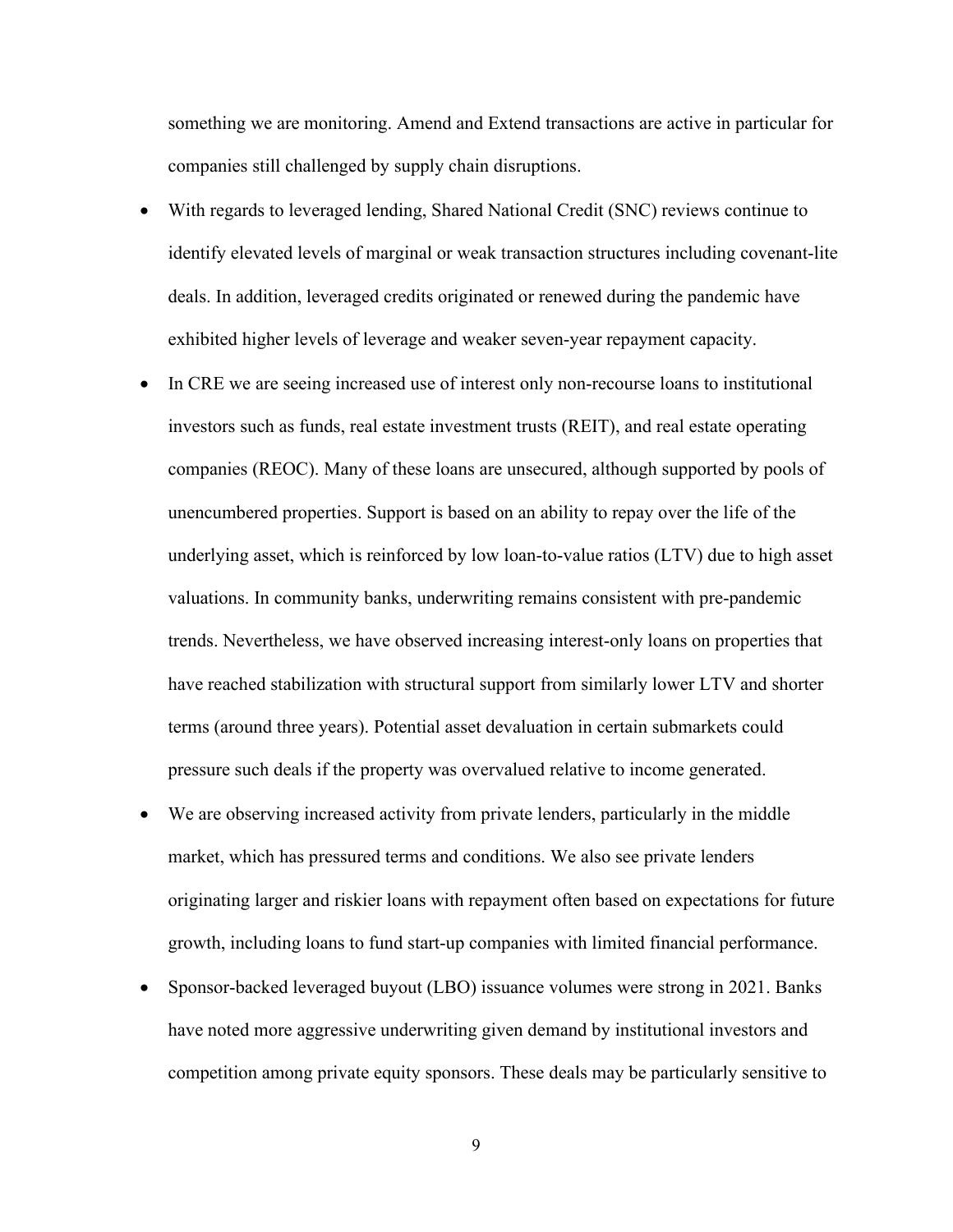something we are monitoring. Amend and Extend transactions are active in particular for companies still challenged by supply chain disruptions.

- With regards to leveraged lending, Shared National Credit (SNC) reviews continue to identify elevated levels of marginal or weak transaction structures including covenant-lite deals. In addition, leveraged credits originated or renewed during the pandemic have exhibited higher levels of leverage and weaker seven-year repayment capacity.
- In CRE we are seeing increased use of interest only non-recourse loans to institutional investors such as funds, real estate investment trusts (REIT), and real estate operating companies (REOC). Many of these loans are unsecured, although supported by pools of unencumbered properties. Support is based on an ability to repay over the life of the underlying asset, which is reinforced by low loan-to-value ratios (LTV) due to high asset valuations. In community banks, underwriting remains consistent with pre-pandemic trends. Nevertheless, we have observed increasing interest-only loans on properties that have reached stabilization with structural support from similarly lower LTV and shorter terms (around three years). Potential asset devaluation in certain submarkets could pressure such deals if the property was overvalued relative to income generated.
- We are observing increased activity from private lenders, particularly in the middle market, which has pressured terms and conditions. We also see private lenders originating larger and riskier loans with repayment often based on expectations for future growth, including loans to fund start-up companies with limited financial performance.
- Sponsor-backed leveraged buyout (LBO) issuance volumes were strong in 2021. Banks have noted more aggressive underwriting given demand by institutional investors and competition among private equity sponsors. These deals may be particularly sensitive to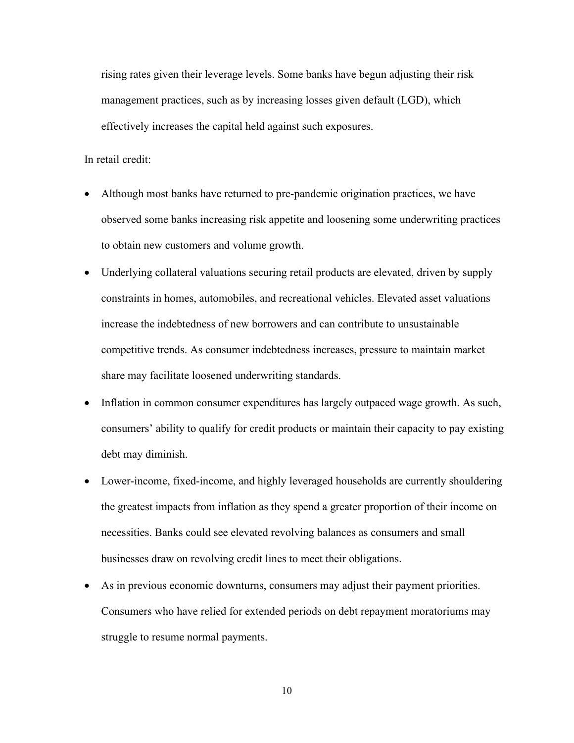rising rates given their leverage levels. Some banks have begun adjusting their risk management practices, such as by increasing losses given default (LGD), which effectively increases the capital held against such exposures.

In retail credit:

- Although most banks have returned to pre-pandemic origination practices, we have observed some banks increasing risk appetite and loosening some underwriting practices to obtain new customers and volume growth.
- Underlying collateral valuations securing retail products are elevated, driven by supply constraints in homes, automobiles, and recreational vehicles. Elevated asset valuations increase the indebtedness of new borrowers and can contribute to unsustainable competitive trends. As consumer indebtedness increases, pressure to maintain market share may facilitate loosened underwriting standards.
- Inflation in common consumer expenditures has largely outpaced wage growth. As such, consumers' ability to qualify for credit products or maintain their capacity to pay existing debt may diminish.
- Lower-income, fixed-income, and highly leveraged households are currently shouldering the greatest impacts from inflation as they spend a greater proportion of their income on necessities. Banks could see elevated revolving balances as consumers and small businesses draw on revolving credit lines to meet their obligations.
- As in previous economic downturns, consumers may adjust their payment priorities. Consumers who have relied for extended periods on debt repayment moratoriums may struggle to resume normal payments.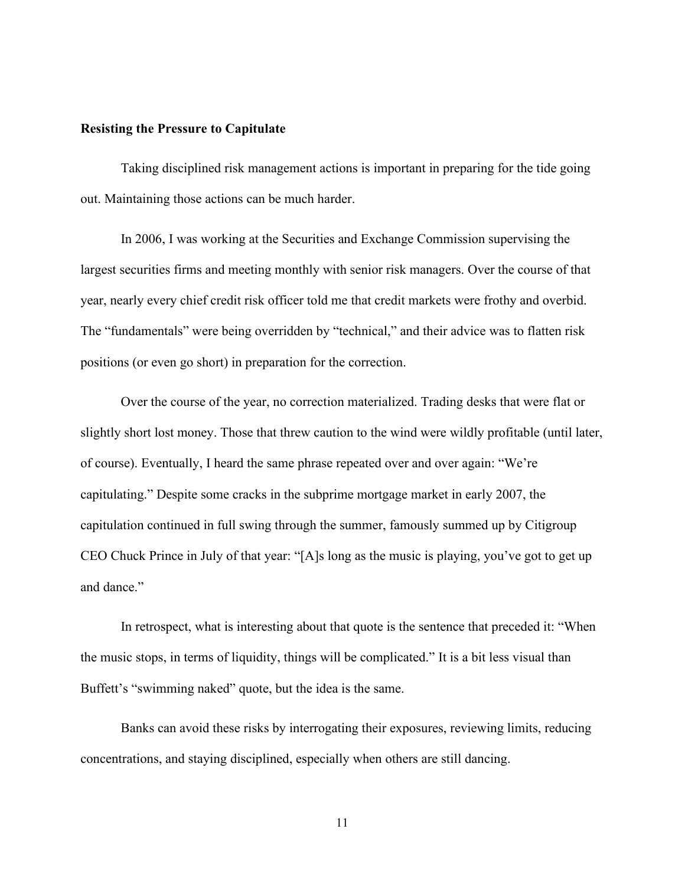**Resisting the Pressure to Capitulate**

Taking disciplined risk management actions is important in preparing for the tide going out. Maintaining those actions can be much harder.

In 2006, I was working at the Securities and Exchange Commission supervising the largest securities firms and meeting monthly with senior risk managers. Over the course of that year, nearly every chief credit risk officer told me that credit markets were frothy and overbid. The "fundamentals" were being overridden by "technical," and their advice was to flatten risk positions (or even go short) in preparation for the correction.

Over the course of the year, no correction materialized. Trading desks that were flat or slightly short lost money. Those that threw caution to the wind were wildly profitable (until later, of course). Eventually, I heard the same phrase repeated over and over again: "We're capitulating." Despite some cracks in the subprime mortgage market in early 2007, the capitulation continued in full swing through the summer, famously summed up by Citigroup CEO Chuck Prince in July of that year: "[A]s long as the music is playing, you've got to get up and dance."

In retrospect, what is interesting about that quote is the sentence that preceded it: "When the music stops, in terms of liquidity, things will be complicated." It is a bit less visual than Buffett's "swimming naked" quote, but the idea is the same.

Banks can avoid these risks by interrogating their exposures, reviewing limits, reducing concentrations, and staying disciplined, especially when others are still dancing.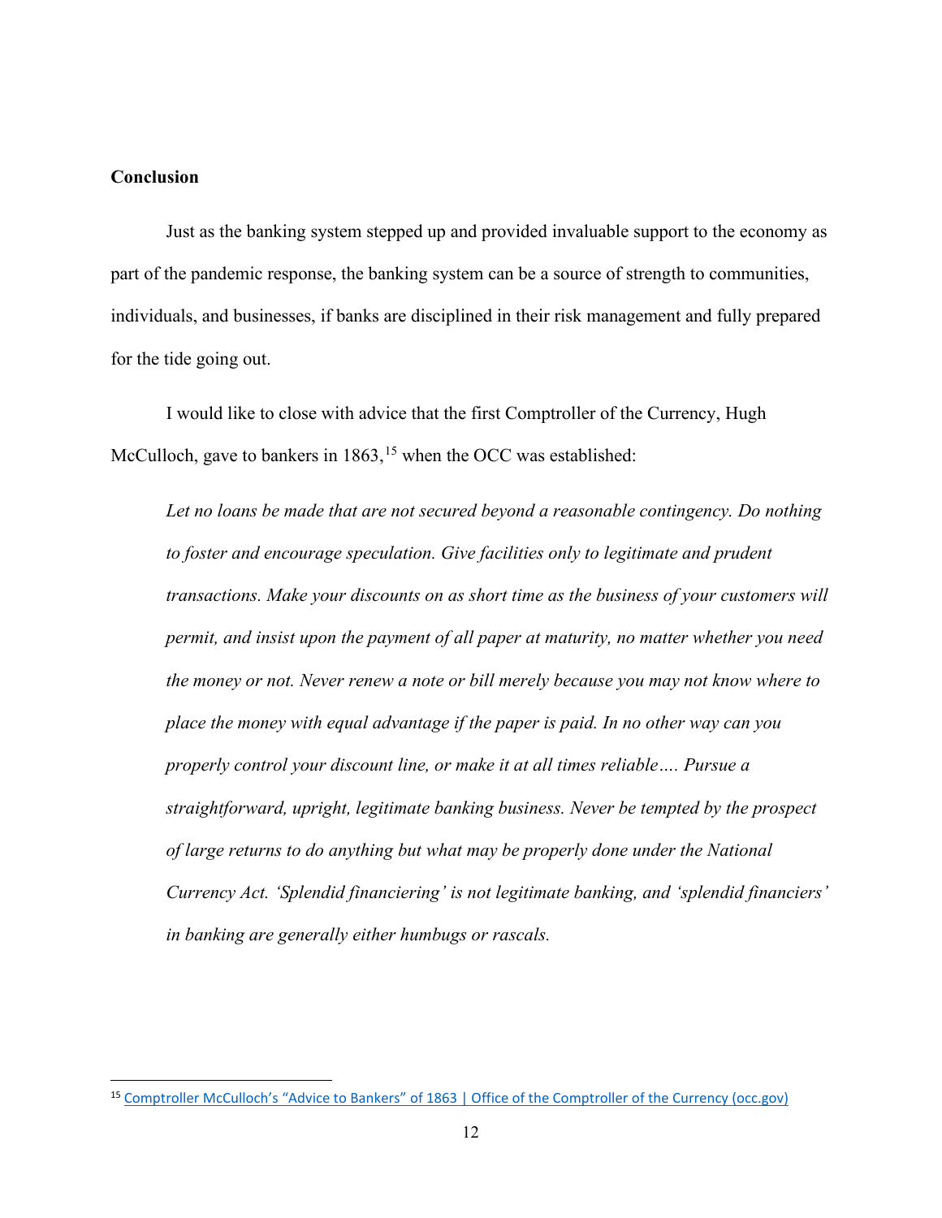## Conclusion

Just as the banking system stepped up and provided invaluable support to the economy as part of the pandemic response, the banking system can be a source of strength to communities, individuals, and businesses, if banks are disciplined in their risk management and fully prepared for the tide going out.

I would like to close with advice that the first Comptroller of the Currency, Hugh McCulloch, gave to bankers in 1863,[15] when the OCC was established:

> *Let no loans be made that are not secured beyond a reasonable contingency. Do nothing to foster and encourage speculation. Give facilities only to legitimate and prudent transactions. Make your discounts on as short time as the business of your customers will permit, and insist upon the payment of all paper at maturity, no matter whether you need the money or not. Never renew a note or bill merely because you may not know where to place the money with equal advantage if the paper is paid. In no other way can you properly control your discount line, or make it at all times reliable…. Pursue a straightforward, upright, legitimate banking business. Never be tempted by the prospect of large returns to do anything but what may be properly done under the National Currency Act. 'Splendid financiering' is not legitimate banking, and 'splendid financiers' in banking are generally either humbugs or rascals.*

---

[15] Comptroller McCulloch's "Advice to Bankers" of 1863 | Office of the Comptroller of the Currency (occ.gov)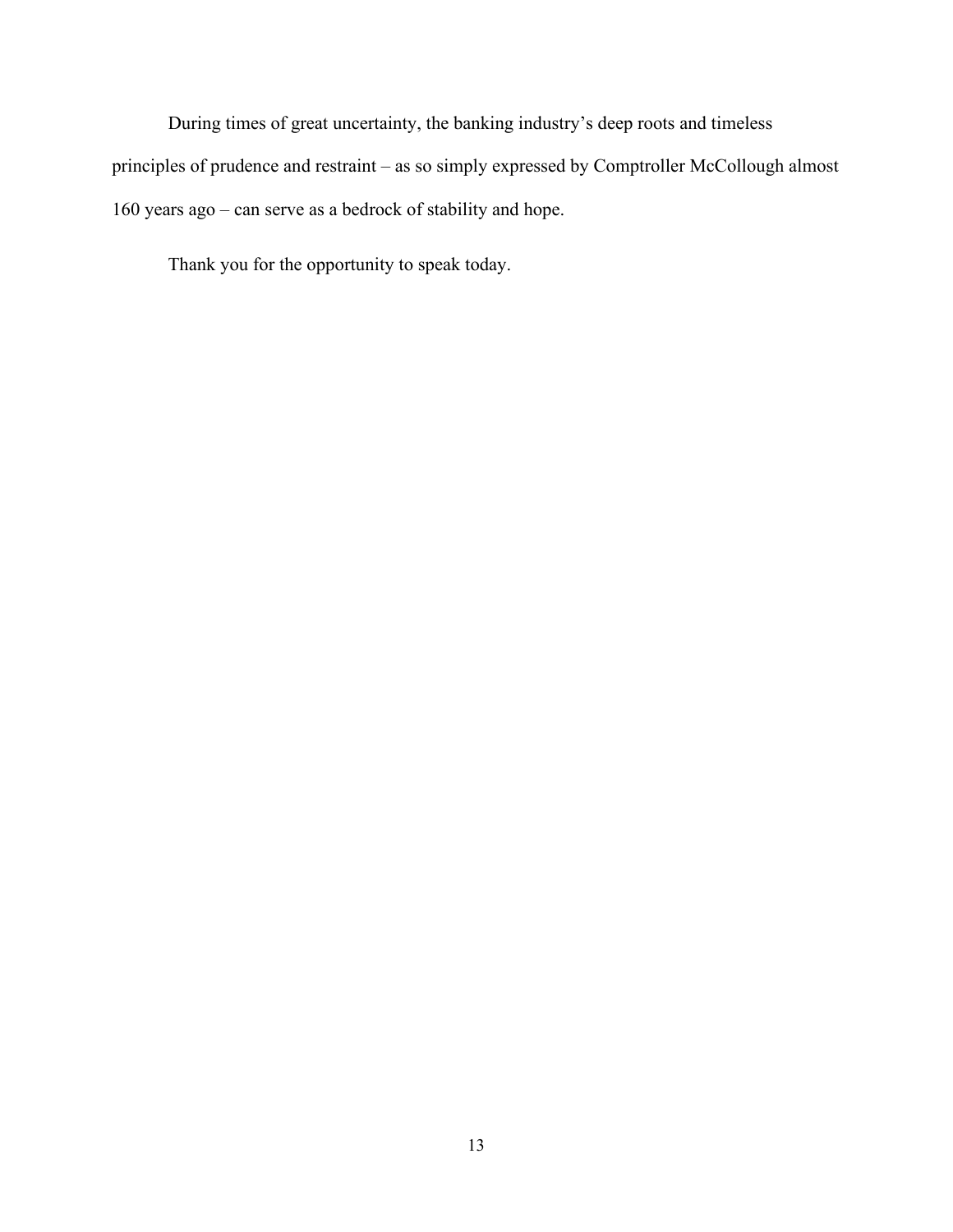During times of great uncertainty, the banking industry's deep roots and timeless principles of prudence and restraint – as so simply expressed by Comptroller McCollough almost 160 years ago – can serve as a bedrock of stability and hope.

Thank you for the opportunity to speak today.